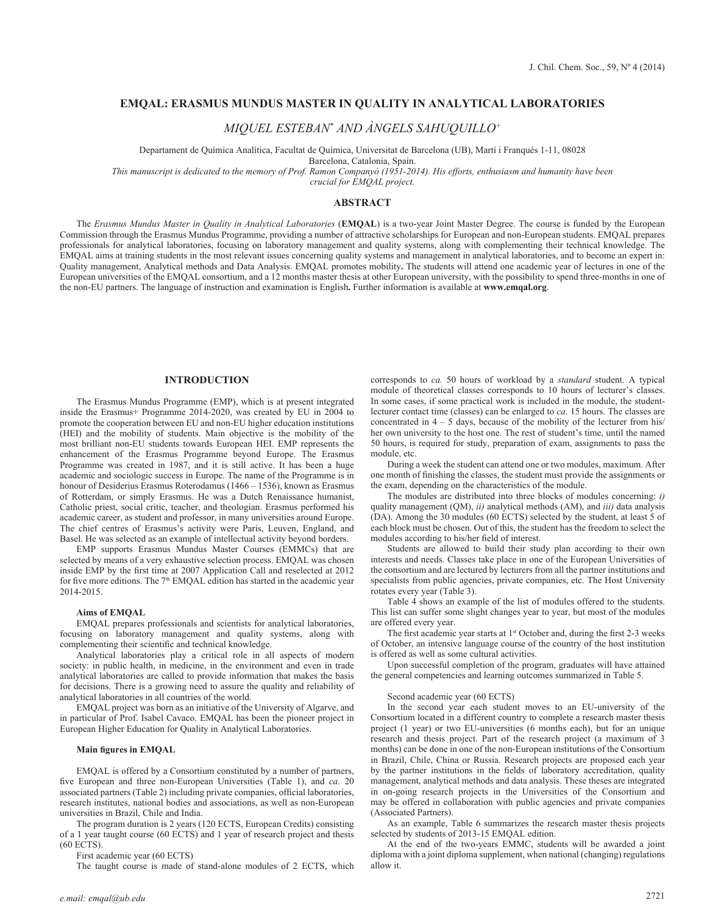# EMQAL: ERASMUS MUNDUS MASTER IN QUALITY IN ANALYTICAL LABORATORIES

*MIQUEL ESTEBAN*\* AND *ÀNGELS SAHUQUILLO*+

Departament de Química Analítica, Facultat de Química, Universitat de Barcelona (UB), Martí i Franquès 1-11, 08028 Barcelona, Catalonia, Spain.

*This manuscript is dedicated to the memory of Prof. Ramon Companyó (1951-2014). His efforts, enthusiasm and humanity have been crucial for EMQAL project.*

## ABSTRACT

The *Erasmus Mundus Master in Quality in Analytical Laboratories* (**EMQAL**) is a two-year Joint Master Degree. The course is funded by the European Commission through the Erasmus Mundus Programme, providing a number of attractive scholarships for European and non-European students. EMQAL prepares professionals for analytical laboratories, focusing on laboratory management and quality systems, along with complementing their technical knowledge. The EMQAL aims at training students in the most relevant issues concerning quality systems and management in analytical laboratories, and to become an expert in: Quality management, Analytical methods and Data Analysis. EMQAL promotes mobility**.** The students will attend one academic year of lectures in one of the European universities of the EMQAL consortium, and a 12 months master thesis at other European university, with the possibility to spend three-months in one of the non-EU partners. The language of instruction and examination is English**.** Further information is available at **www.emqal.org**.

## INTRODUCTION

The Erasmus Mundus Programme (EMP), which is at present integrated inside the Erasmus+ Programme 2014-2020, was created by EU in 2004 to promote the cooperation between EU and non-EU higher education institutions (HEI) and the mobility of students. Main objective is the mobility of the most brilliant non-EU students towards European HEI. EMP represents the enhancement of the Erasmus Programme beyond Europe. The Erasmus Programme was created in 1987, and it is still active. It has been a huge academic and sociologic success in Europe. The name of the Programme is in honour of Desiderius Erasmus Roterodamus (1466 – 1536), known as Erasmus of Rotterdam, or simply Erasmus. He was a Dutch Renaissance humanist, Catholic priest, social critic, teacher, and theologian. Erasmus performed his academic career, as student and professor, in many universities around Europe. The chief centres of Erasmus's activity were Paris, Leuven, England, and Basel. He was selected as an example of intellectual activity beyond borders.

EMP supports Erasmus Mundus Master Courses (EMMCs) that are selected by means of a very exhaustive selection process. EMQAL was chosen inside EMP by the first time at 2007 Application Call and reselected at 2012 for five more editions. The 7th EMQAL edition has started in the academic year 2014-2015.

### Aims of EMQAL

EMQAL prepares professionals and scientists for analytical laboratories, focusing on laboratory management and quality systems, along with complementing their scientific and technical knowledge.

Analytical laboratories play a critical role in all aspects of modern society: in public health, in medicine, in the environment and even in trade analytical laboratories are called to provide information that makes the basis for decisions. There is a growing need to assure the quality and reliability of analytical laboratories in all countries of the world.

EMQAL project was born as an initiative of the University of Algarve, and in particular of Prof. Isabel Cavaco. EMQAL has been the pioneer project in European Higher Education for Quality in Analytical Laboratories.

### Main figures in EMQAL

EMQAL is offered by a Consortium constituted by a number of partners, five European and three non-European Universities (Table 1), and *ca.* 20 associated partners (Table 2) including private companies, official laboratories, research institutes, national bodies and associations, as well as non-European universities in Brazil, Chile and India.

The program duration is 2 years (120 ECTS, European Credits) consisting of a 1 year taught course (60 ECTS) and 1 year of research project and thesis (60 ECTS).

First academic year (60 ECTS)

The taught course is made of stand-alone modules of 2 ECTS, which corresponds to *ca.* 50 hours of workload by a *standard* student. A typical module of theoretical classes corresponds to 10 hours of lecturer's classes. In some cases, if some practical work is included in the module, the student-lecturer contact time (classes) can be enlarged to *ca*. 15 hours. The classes are concentrated in 4 – 5 days, because of the mobility of the lecturer from his/her own university to the host one. The rest of student's time, until the named 50 hours, is required for study, preparation of exam, assignments to pass the module, etc.

During a week the student can attend one or two modules, maximum. After one month of finishing the classes, the student must provide the assignments or the exam, depending on the characteristics of the module.

The modules are distributed into three blocks of modules concerning: *i)* quality management (QM), *ii)* analytical methods (AM), and *iii)* data analysis (DA). Among the 30 modules (60 ECTS) selected by the student, at least 5 of each block must be chosen. Out of this, the student has the freedom to select the modules according to his/her field of interest.

Students are allowed to build their study plan according to their own interests and needs. Classes take place in one of the European Universities of the consortium and are lectured by lecturers from all the partner institutions and specialists from public agencies, private companies, etc. The Host University rotates every year (Table 3).

Table 4 shows an example of the list of modules offered to the students. This list can suffer some slight changes year to year, but most of the modules are offered every year.

The first academic year starts at 1st October and, during the first 2-3 weeks of October, an intensive language course of the country of the host institution is offered as well as some cultural activities.

Upon successful completion of the program, graduates will have attained the general competencies and learning outcomes summarized in Table 5.

Second academic year (60 ECTS)

In the second year each student moves to an EU-university of the Consortium located in a different country to complete a research master thesis project (1 year) or two EU-universities (6 months each), but for an unique research and thesis project. Part of the research project (a maximum of 3 months) can be done in one of the non-European institutions of the Consortium in Brazil, Chile, China or Russia. Research projects are proposed each year by the partner institutions in the fields of laboratory accreditation, quality management, analytical methods and data analysis. These theses are integrated in on-going research projects in the Universities of the Consortium and may be offered in collaboration with public agencies and private companies (Associated Partners).

As an example, Table 6 summarizes the research master thesis projects selected by students of 2013-15 EMQAL edition.

At the end of the two-years EMMC, students will be awarded a joint diploma with a joint diploma supplement, when national (changing) regulations allow it.

*e.mail: emqal@ub.edu*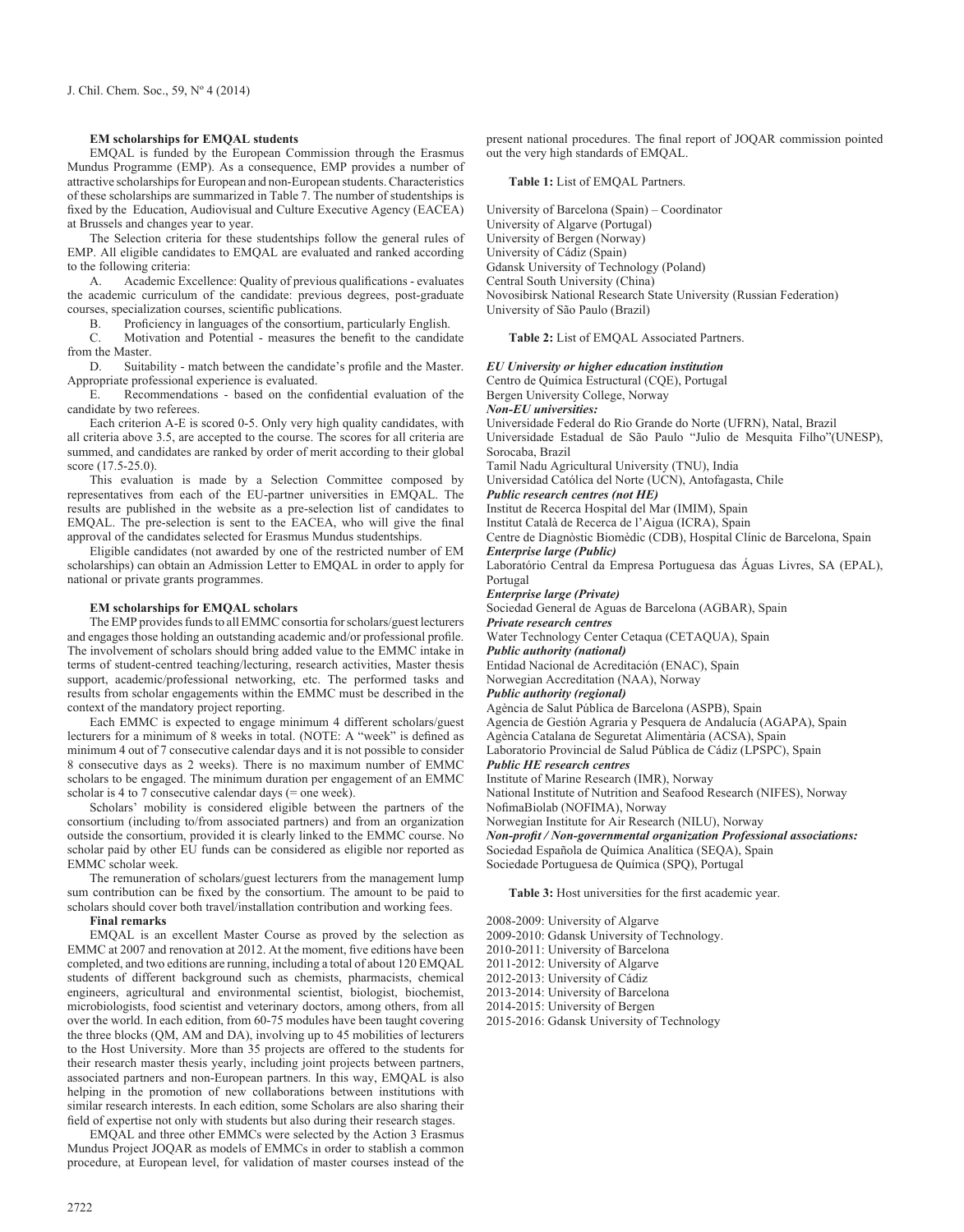**EM scholarships for EMQAL students**

EMQAL is funded by the European Commission through the Erasmus Mundus Programme (EMP). As a consequence, EMP provides a number of attractive scholarships for European and non-European students. Characteristics of these scholarships are summarized in Table 7. The number of studentships is fixed by the Education, Audiovisual and Culture Executive Agency (EACEA) at Brussels and changes year to year.

The Selection criteria for these studentships follow the general rules of EMP. All eligible candidates to EMQAL are evaluated and ranked according to the following criteria:

A. Academic Excellence: Quality of previous qualifications - evaluates the academic curriculum of the candidate: previous degrees, post-graduate courses, specialization courses, scientific publications.

B. Proficiency in languages of the consortium, particularly English.

C. Motivation and Potential - measures the benefit to the candidate from the Master.

D. Suitability - match between the candidate's profile and the Master. Appropriate professional experience is evaluated.

E. Recommendations - based on the confidential evaluation of the candidate by two referees.

Each criterion A-E is scored 0-5. Only very high quality candidates, with all criteria above 3.5, are accepted to the course. The scores for all criteria are summed, and candidates are ranked by order of merit according to their global score (17.5-25.0).

This evaluation is made by a Selection Committee composed by representatives from each of the EU-partner universities in EMQAL. The results are published in the website as a pre-selection list of candidates to EMQAL. The pre-selection is sent to the EACEA, who will give the final approval of the candidates selected for Erasmus Mundus studentships.

Eligible candidates (not awarded by one of the restricted number of EM scholarships) can obtain an Admission Letter to EMQAL in order to apply for national or private grants programmes.

**EM scholarships for EMQAL scholars**

The EMP provides funds to all EMMC consortia for scholars/guest lecturers and engages those holding an outstanding academic and/or professional profile. The involvement of scholars should bring added value to the EMMC intake in terms of student-centred teaching/lecturing, research activities, Master thesis support, academic/professional networking, etc. The performed tasks and results from scholar engagements within the EMMC must be described in the context of the mandatory project reporting.

Each EMMC is expected to engage minimum 4 different scholars/guest lecturers for a minimum of 8 weeks in total. (NOTE: A "week" is defined as minimum 4 out of 7 consecutive calendar days and it is not possible to consider 8 consecutive days as 2 weeks). There is no maximum number of EMMC scholars to be engaged. The minimum duration per engagement of an EMMC scholar is 4 to 7 consecutive calendar days (= one week).

Scholars' mobility is considered eligible between the partners of the consortium (including to/from associated partners) and from an organization outside the consortium, provided it is clearly linked to the EMMC course. No scholar paid by other EU funds can be considered as eligible nor reported as EMMC scholar week.

The remuneration of scholars/guest lecturers from the management lump sum contribution can be fixed by the consortium. The amount to be paid to scholars should cover both travel/installation contribution and working fees.

**Final remarks**

EMQAL is an excellent Master Course as proved by the selection as EMMC at 2007 and renovation at 2012. At the moment, five editions have been completed, and two editions are running, including a total of about 120 EMQAL students of different background such as chemists, pharmacists, chemical engineers, agricultural and environmental scientist, biologist, biochemist, microbiologists, food scientist and veterinary doctors, among others, from all over the world. In each edition, from 60-75 modules have been taught covering the three blocks (QM, AM and DA), involving up to 45 mobilities of lecturers to the Host University. More than 35 projects are offered to the students for their research master thesis yearly, including joint projects between partners, associated partners and non-European partners. In this way, EMQAL is also helping in the promotion of new collaborations between institutions with similar research interests. In each edition, some Scholars are also sharing their field of expertise not only with students but also during their research stages.

EMQAL and three other EMMCs were selected by the Action 3 Erasmus Mundus Project JOQAR as models of EMMCs in order to stablish a common procedure, at European level, for validation of master courses instead of the present national procedures. The final report of JOQAR commission pointed out the very high standards of EMQAL.

**Table 1:** List of EMQAL Partners.

University of Barcelona (Spain) – Coordinator
University of Algarve (Portugal)
University of Bergen (Norway)
University of Cádiz (Spain)
Gdansk University of Technology (Poland)
Central South University (China)
Novosibirsk National Research State University (Russian Federation)
University of São Paulo (Brazil)

**Table 2:** List of EMQAL Associated Partners.

***EU University or higher education institution***
Centro de Química Estructural (CQE), Portugal
Bergen University College, Norway
***Non-EU universities:***
Universidade Federal do Rio Grande do Norte (UFRN), Natal, Brazil
Universidade Estadual de São Paulo "Julio de Mesquita Filho"(UNESP), Sorocaba, Brazil
Tamil Nadu Agricultural University (TNU), India
Universidad Católica del Norte (UCN), Antofagasta, Chile
***Public research centres (not HE)***
Institut de Recerca Hospital del Mar (IMIM), Spain
Institut Català de Recerca de l'Aigua (ICRA), Spain
Centre de Diagnòstic Biomèdic (CDB), Hospital Clínic de Barcelona, Spain
***Enterprise large (Public)***
Laboratório Central da Empresa Portuguesa das Águas Livres, SA (EPAL), Portugal
***Enterprise large (Private)***
Sociedad General de Aguas de Barcelona (AGBAR), Spain
***Private research centres***
Water Technology Center Cetaqua (CETAQUA), Spain
***Public authority (national)***
Entidad Nacional de Acreditación (ENAC), Spain
Norwegian Accreditation (NAA), Norway
***Public authority (regional)***
Agència de Salut Pública de Barcelona (ASPB), Spain
Agencia de Gestión Agraria y Pesquera de Andalucía (AGAPA), Spain
Agència Catalana de Seguretat Alimentària (ACSA), Spain
Laboratorio Provincial de Salud Pública de Cádiz (LPSPC), Spain
***Public HE research centres***
Institute of Marine Research (IMR), Norway
National Institute of Nutrition and Seafood Research (NIFES), Norway
NofimaBiolab (NOFIMA), Norway
Norwegian Institute for Air Research (NILU), Norway
***Non-profit / Non-governmental organization Professional associations:***
Sociedad Española de Química Analítica (SEQA), Spain
Sociedade Portuguesa de Química (SPQ), Portugal

**Table 3:** Host universities for the first academic year.

2008-2009: University of Algarve
2009-2010: Gdansk University of Technology.
2010-2011: University of Barcelona
2011-2012: University of Algarve
2012-2013: University of Cádiz
2013-2014: University of Barcelona
2014-2015: University of Bergen
2015-2016: Gdansk University of Technology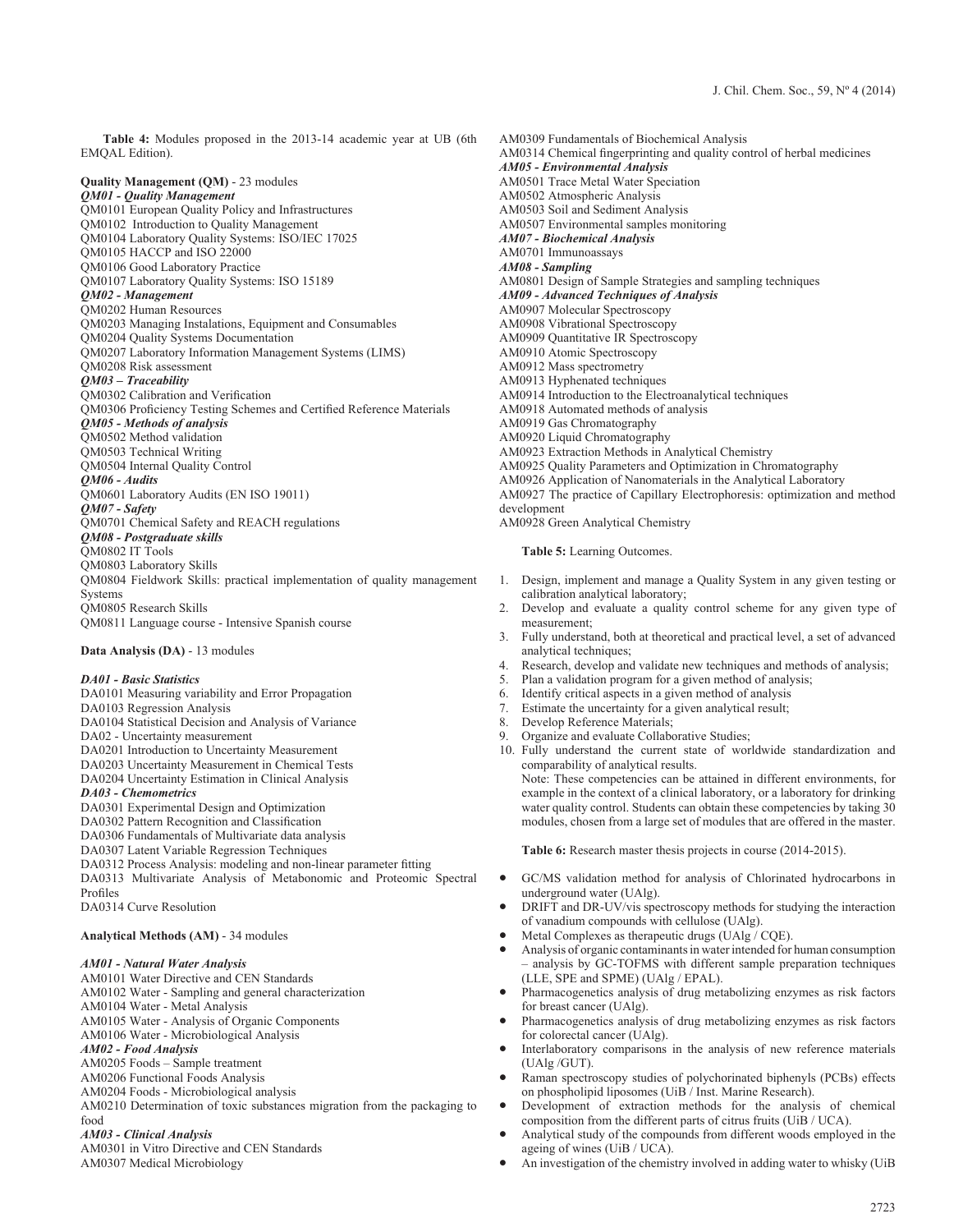**Table 4:** Modules proposed in the 2013-14 academic year at UB (6th EMQAL Edition).

**Quality Management (QM)** - 23 modules

***QM01 - Quality Management***

QM0101 European Quality Policy and Infrastructures
QM0102 Introduction to Quality Management
QM0104 Laboratory Quality Systems: ISO/IEC 17025
QM0105 HACCP and ISO 22000
QM0106 Good Laboratory Practice
QM0107 Laboratory Quality Systems: ISO 15189

***QM02 - Management***

QM0202 Human Resources
QM0203 Managing Instalations, Equipment and Consumables
QM0204 Quality Systems Documentation
QM0207 Laboratory Information Management Systems (LIMS)
QM0208 Risk assessment

***QM03 – Traceability***

QM0302 Calibration and Verification
QM0306 Proficiency Testing Schemes and Certified Reference Materials

***QM05 - Methods of analysis***

QM0502 Method validation
QM0503 Technical Writing
QM0504 Internal Quality Control

***QM06 - Audits***

QM0601 Laboratory Audits (EN ISO 19011)

***QM07 - Safety***

QM0701 Chemical Safety and REACH regulations

***QM08 - Postgraduate skills***

QM0802 IT Tools
QM0803 Laboratory Skills
QM0804 Fieldwork Skills: practical implementation of quality management Systems
QM0805 Research Skills
QM0811 Language course - Intensive Spanish course

**Data Analysis (DA)** - 13 modules

***DA01 - Basic Statistics***

DA0101 Measuring variability and Error Propagation
DA0103 Regression Analysis
DA0104 Statistical Decision and Analysis of Variance
DA02 - Uncertainty measurement
DA0201 Introduction to Uncertainty Measurement
DA0203 Uncertainty Measurement in Chemical Tests
DA0204 Uncertainty Estimation in Clinical Analysis

***DA03 - Chemometrics***

DA0301 Experimental Design and Optimization
DA0302 Pattern Recognition and Classification
DA0306 Fundamentals of Multivariate data analysis
DA0307 Latent Variable Regression Techniques
DA0312 Process Analysis: modeling and non-linear parameter fitting
DA0313 Multivariate Analysis of Metabonomic and Proteomic Spectral Profiles
DA0314 Curve Resolution

**Analytical Methods (AM)** - 34 modules

***AM01 - Natural Water Analysis***

AM0101 Water Directive and CEN Standards
AM0102 Water - Sampling and general characterization
AM0104 Water - Metal Analysis
AM0105 Water - Analysis of Organic Components
AM0106 Water - Microbiological Analysis

***AM02 - Food Analysis***

AM0205 Foods – Sample treatment
AM0206 Functional Foods Analysis
AM0204 Foods - Microbiological analysis
AM0210 Determination of toxic substances migration from the packaging to food

***AM03 - Clinical Analysis***

AM0301 in Vitro Directive and CEN Standards
AM0307 Medical Microbiology
AM0309 Fundamentals of Biochemical Analysis
AM0314 Chemical fingerprinting and quality control of herbal medicines

***AM05 - Environmental Analysis***

AM0501 Trace Metal Water Speciation
AM0502 Atmospheric Analysis
AM0503 Soil and Sediment Analysis
AM0507 Environmental samples monitoring

***AM07 - Biochemical Analysis***

AM0701 Immunoassays

***AM08 - Sampling***

AM0801 Design of Sample Strategies and sampling techniques

***AM09 - Advanced Techniques of Analysis***

AM0907 Molecular Spectroscopy
AM0908 Vibrational Spectroscopy
AM0909 Quantitative IR Spectroscopy
AM0910 Atomic Spectroscopy
AM0912 Mass spectrometry
AM0913 Hyphenated techniques
AM0914 Introduction to the Electroanalytical techniques
AM0918 Automated methods of analysis
AM0919 Gas Chromatography
AM0920 Liquid Chromatography
AM0923 Extraction Methods in Analytical Chemistry
AM0925 Quality Parameters and Optimization in Chromatography
AM0926 Application of Nanomaterials in the Analytical Laboratory
AM0927 The practice of Capillary Electrophoresis: optimization and method development
AM0928 Green Analytical Chemistry

**Table 5:** Learning Outcomes.

1. Design, implement and manage a Quality System in any given testing or calibration analytical laboratory;
2. Develop and evaluate a quality control scheme for any given type of measurement;
3. Fully understand, both at theoretical and practical level, a set of advanced analytical techniques;
4. Research, develop and validate new techniques and methods of analysis;
5. Plan a validation program for a given method of analysis;
6. Identify critical aspects in a given method of analysis
7. Estimate the uncertainty for a given analytical result;
8. Develop Reference Materials;
9. Organize and evaluate Collaborative Studies;
10. Fully understand the current state of worldwide standardization and comparability of analytical results.
    Note: These competencies can be attained in different environments, for example in the context of a clinical laboratory, or a laboratory for drinking water quality control. Students can obtain these competencies by taking 30 modules, chosen from a large set of modules that are offered in the master.

**Table 6:** Research master thesis projects in course (2014-2015).

- GC/MS validation method for analysis of Chlorinated hydrocarbons in underground water (UAlg).
- DRIFT and DR-UV/vis spectroscopy methods for studying the interaction of vanadium compounds with cellulose (UAlg).
- Metal Complexes as therapeutic drugs (UAlg / CQE).
- Analysis of organic contaminants in water intended for human consumption – analysis by GC-TOFMS with different sample preparation techniques (LLE, SPE and SPME) (UAlg / EPAL).
- Pharmacogenetics analysis of drug metabolizing enzymes as risk factors for breast cancer (UAlg).
- Pharmacogenetics analysis of drug metabolizing enzymes as risk factors for colorectal cancer (UAlg).
- Interlaboratory comparisons in the analysis of new reference materials (UAlg /GUT).
- Raman spectroscopy studies of polychorinated biphenyls (PCBs) effects on phospholipid liposomes (UiB / Inst. Marine Research).
- Development of extraction methods for the analysis of chemical composition from the different parts of citrus fruits (UiB / UCA).
- Analytical study of the compounds from different woods employed in the ageing of wines (UiB / UCA).
- An investigation of the chemistry involved in adding water to whisky (UiB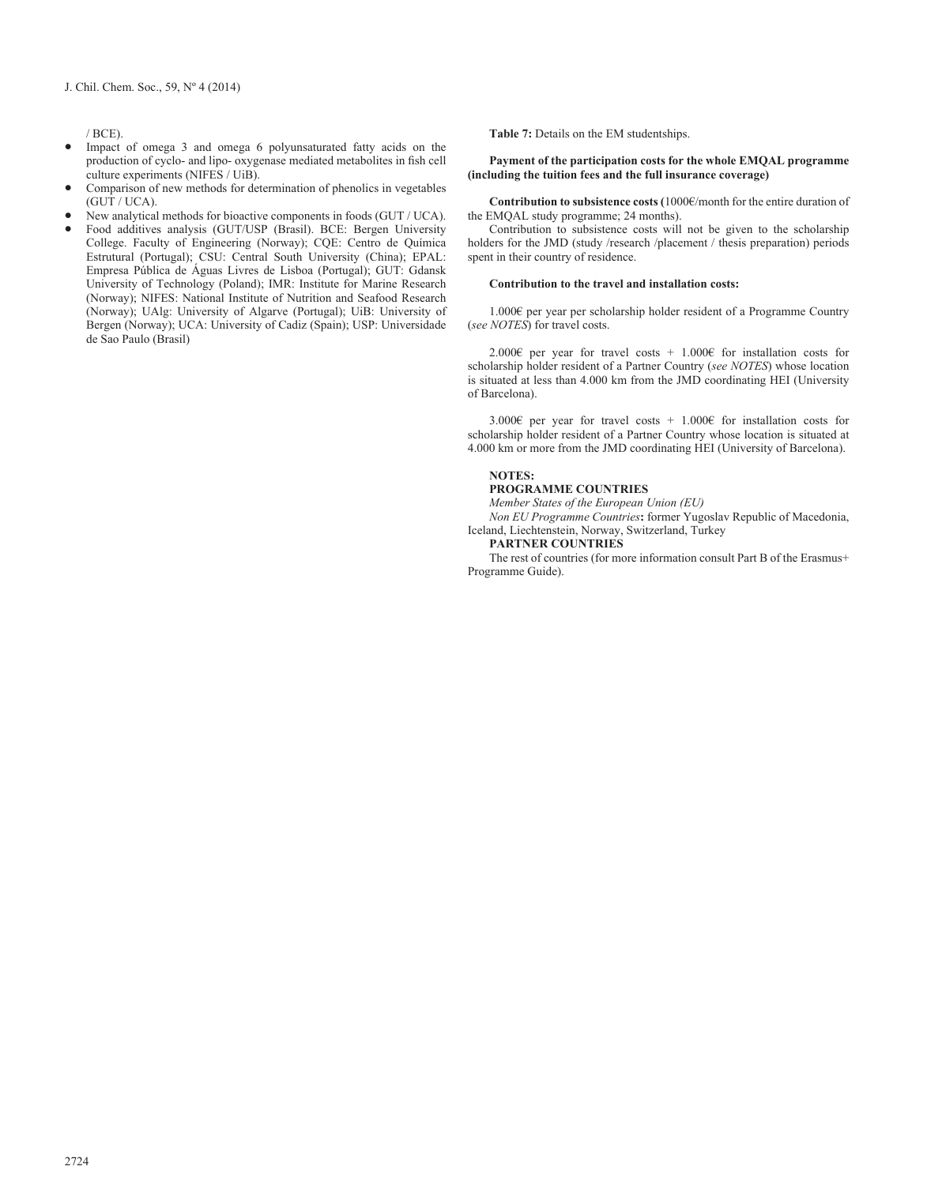/ BCE).

- Impact of omega 3 and omega 6 polyunsaturated fatty acids on the production of cyclo- and lipo- oxygenase mediated metabolites in fish cell culture experiments (NIFES / UiB).
- Comparison of new methods for determination of phenolics in vegetables (GUT / UCA).
- New analytical methods for bioactive components in foods (GUT / UCA).
- Food additives analysis (GUT/USP (Brasil). BCE: Bergen University College. Faculty of Engineering (Norway); CQE: Centro de Química Estrutural (Portugal); CSU: Central South University (China); EPAL: Empresa Pública de Águas Livres de Lisboa (Portugal); GUT: Gdansk University of Technology (Poland); IMR: Institute for Marine Research (Norway); NIFES: National Institute of Nutrition and Seafood Research (Norway); UAlg: University of Algarve (Portugal); UiB: University of Bergen (Norway); UCA: University of Cadiz (Spain); USP: Universidade de Sao Paulo (Brasil)

**Table 7:** Details on the EM studentships.

**Payment of the participation costs for the whole EMQAL programme (including the tuition fees and the full insurance coverage)**

**Contribution to subsistence costs (**1000€/month for the entire duration of the EMQAL study programme; 24 months).

Contribution to subsistence costs will not be given to the scholarship holders for the JMD (study /research /placement / thesis preparation) periods spent in their country of residence.

**Contribution to the travel and installation costs:**

1.000€ per year per scholarship holder resident of a Programme Country (*see NOTES*) for travel costs.

2.000€ per year for travel costs + 1.000€ for installation costs for scholarship holder resident of a Partner Country (*see NOTES*) whose location is situated at less than 4.000 km from the JMD coordinating HEI (University of Barcelona).

3.000€ per year for travel costs + 1.000€ for installation costs for scholarship holder resident of a Partner Country whose location is situated at 4.000 km or more from the JMD coordinating HEI (University of Barcelona).

**NOTES:**

**PROGRAMME COUNTRIES**

*Member States of the European Union (EU)*

*Non EU Programme Countries***:** former Yugoslav Republic of Macedonia, Iceland, Liechtenstein, Norway, Switzerland, Turkey

**PARTNER COUNTRIES**

The rest of countries (for more information consult Part B of the Erasmus+ Programme Guide).